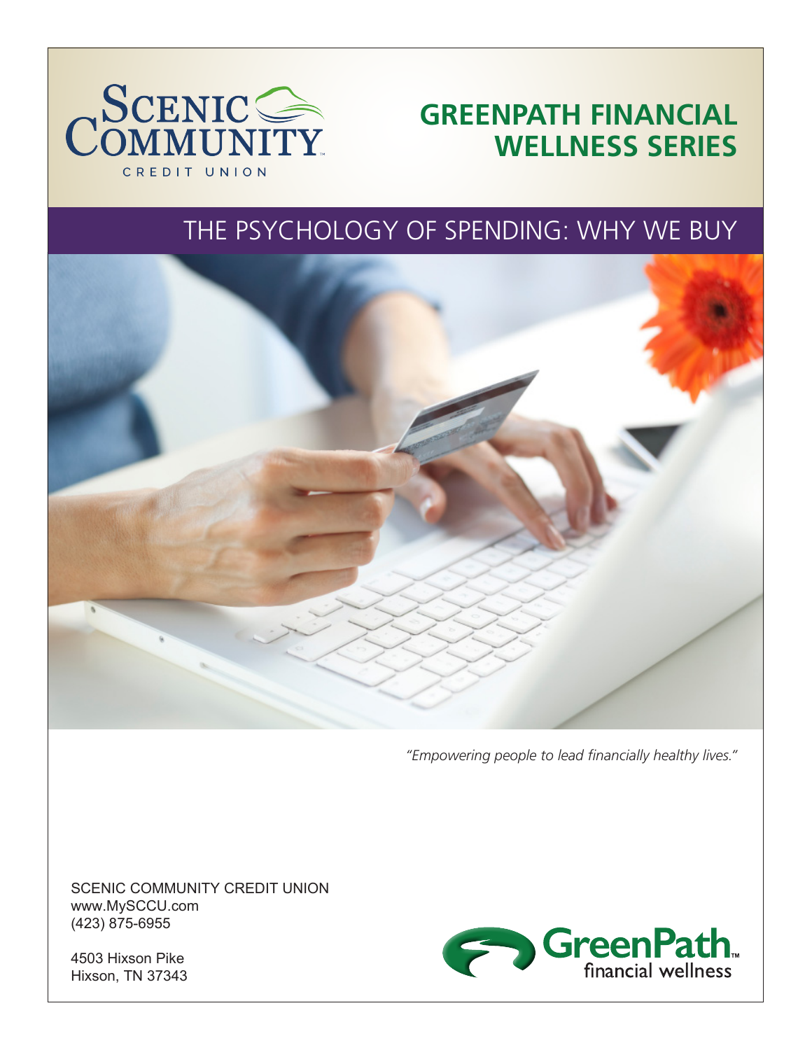SCENIC COMMUNITY CREDIT UNION

# GREENPATH FINANCIAL WELLNESS SERIES

## THE PSYCHOLOGY OF SPENDING: WHY WE BUY

*"Empowering people to lead financially healthy lives."*

SCENIC COMMUNITY CREDIT UNION
www.MySCCU.com
(423) 875-6955

4503 Hixson Pike
Hixson, TN 37343

GreenPath financial wellness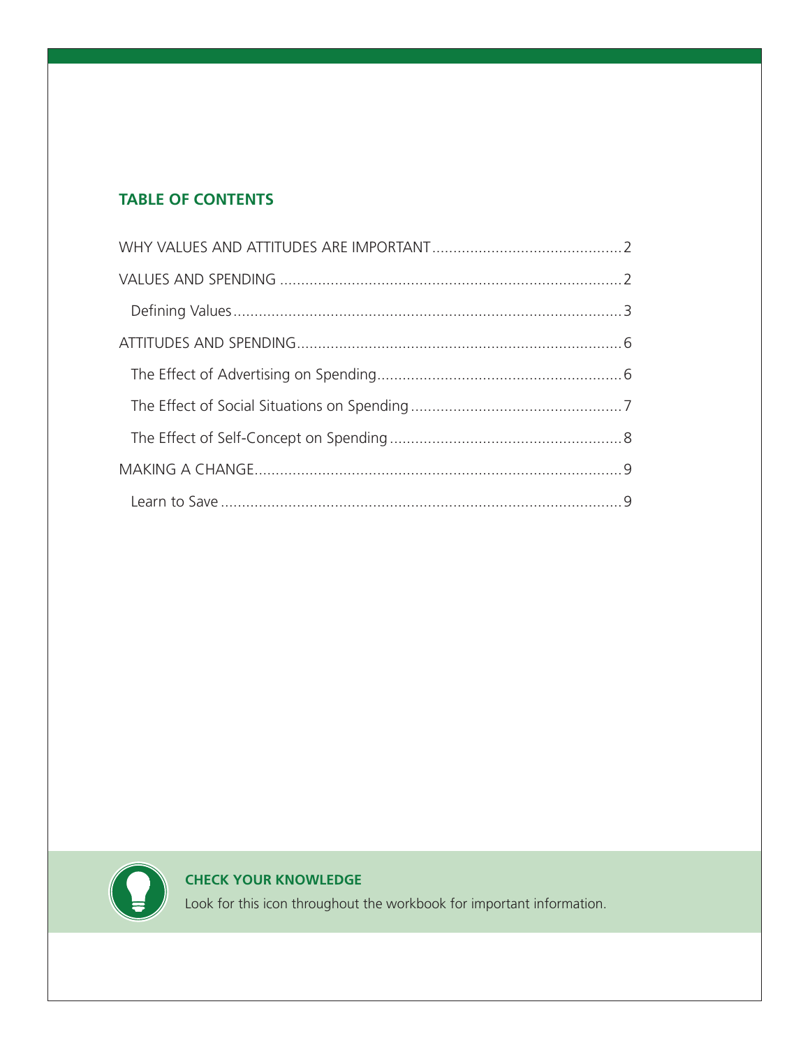## TABLE OF CONTENTS

WHY VALUES AND ATTITUDES ARE IMPORTANT .......... 2

VALUES AND SPENDING .......... 2

- Defining Values .......... 3

ATTITUDES AND SPENDING .......... 6

- The Effect of Advertising on Spending .......... 6
- The Effect of Social Situations on Spending .......... 7
- The Effect of Self-Concept on Spending .......... 8

MAKING A CHANGE .......... 9

- Learn to Save .......... 9

**CHECK YOUR KNOWLEDGE**

Look for this icon throughout the workbook for important information.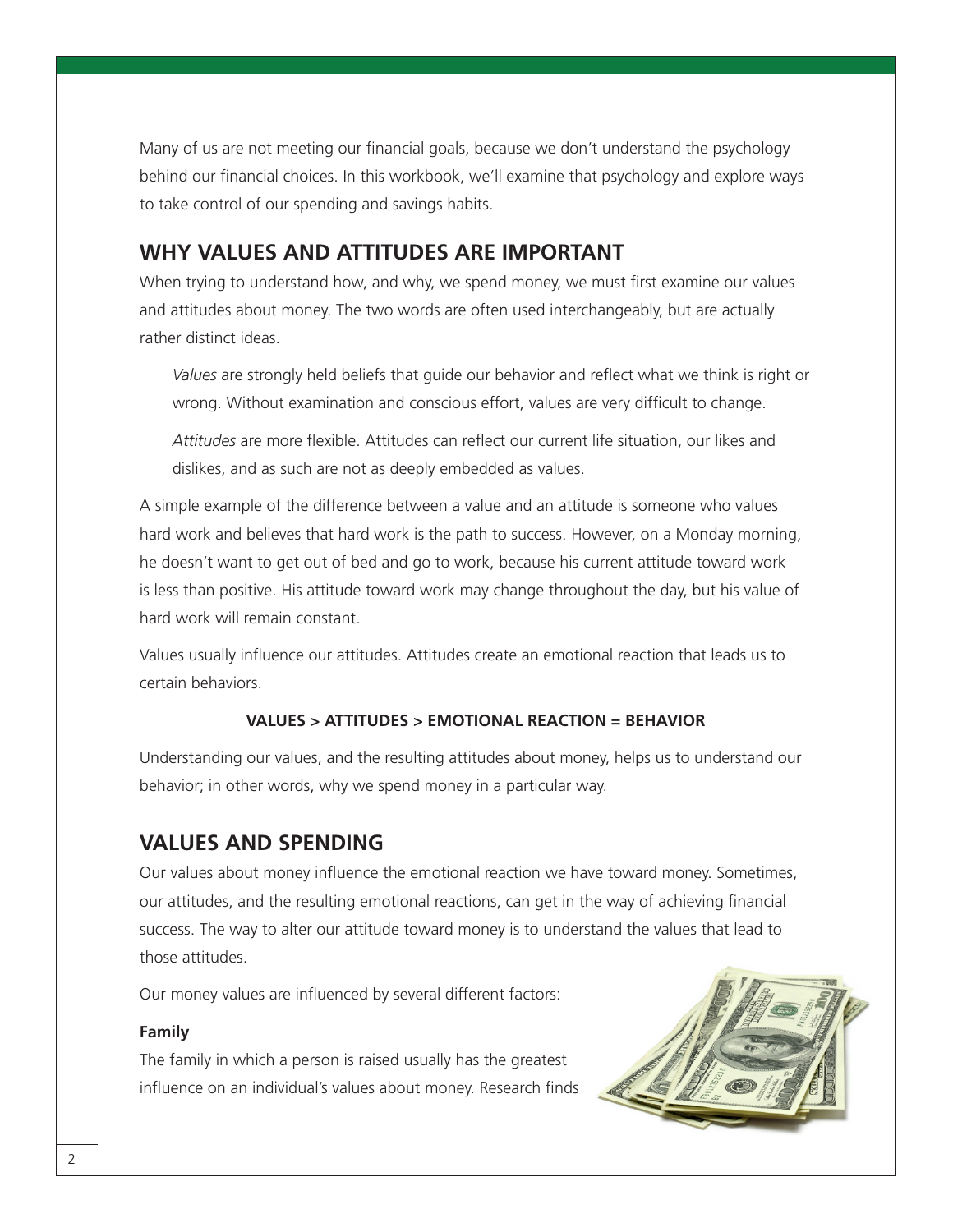Many of us are not meeting our financial goals, because we don't understand the psychology behind our financial choices. In this workbook, we'll examine that psychology and explore ways to take control of our spending and savings habits.

## WHY VALUES AND ATTITUDES ARE IMPORTANT

When trying to understand how, and why, we spend money, we must first examine our values and attitudes about money. The two words are often used interchangeably, but are actually rather distinct ideas.

*Values* are strongly held beliefs that guide our behavior and reflect what we think is right or wrong. Without examination and conscious effort, values are very difficult to change.

*Attitudes* are more flexible. Attitudes can reflect our current life situation, our likes and dislikes, and as such are not as deeply embedded as values.

A simple example of the difference between a value and an attitude is someone who values hard work and believes that hard work is the path to success. However, on a Monday morning, he doesn't want to get out of bed and go to work, because his current attitude toward work is less than positive. His attitude toward work may change throughout the day, but his value of hard work will remain constant.

Values usually influence our attitudes. Attitudes create an emotional reaction that leads us to certain behaviors.

**VALUES > ATTITUDES > EMOTIONAL REACTION = BEHAVIOR**

Understanding our values, and the resulting attitudes about money, helps us to understand our behavior; in other words, why we spend money in a particular way.

## VALUES AND SPENDING

Our values about money influence the emotional reaction we have toward money. Sometimes, our attitudes, and the resulting emotional reactions, can get in the way of achieving financial success. The way to alter our attitude toward money is to understand the values that lead to those attitudes.

Our money values are influenced by several different factors:

**Family**

The family in which a person is raised usually has the greatest influence on an individual's values about money. Research finds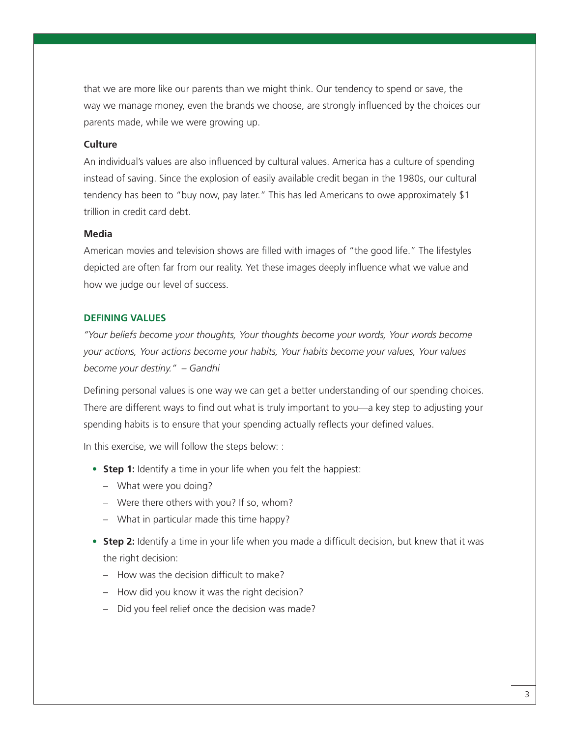that we are more like our parents than we might think. Our tendency to spend or save, the way we manage money, even the brands we choose, are strongly influenced by the choices our parents made, while we were growing up.

**Culture**

An individual's values are also influenced by cultural values. America has a culture of spending instead of saving. Since the explosion of easily available credit began in the 1980s, our cultural tendency has been to "buy now, pay later." This has led Americans to owe approximately $1 trillion in credit card debt.

**Media**

American movies and television shows are filled with images of "the good life." The lifestyles depicted are often far from our reality. Yet these images deeply influence what we value and how we judge our level of success.

## DEFINING VALUES

*"Your beliefs become your thoughts, Your thoughts become your words, Your words become your actions, Your actions become your habits, Your habits become your values, Your values become your destiny." – Gandhi*

Defining personal values is one way we can get a better understanding of our spending choices. There are different ways to find out what is truly important to you—a key step to adjusting your spending habits is to ensure that your spending actually reflects your defined values.

In this exercise, we will follow the steps below: :

- **Step 1:** Identify a time in your life when you felt the happiest:
  - What were you doing?
  - Were there others with you? If so, whom?
  - What in particular made this time happy?
- **Step 2:** Identify a time in your life when you made a difficult decision, but knew that it was the right decision:
  - How was the decision difficult to make?
  - How did you know it was the right decision?
  - Did you feel relief once the decision was made?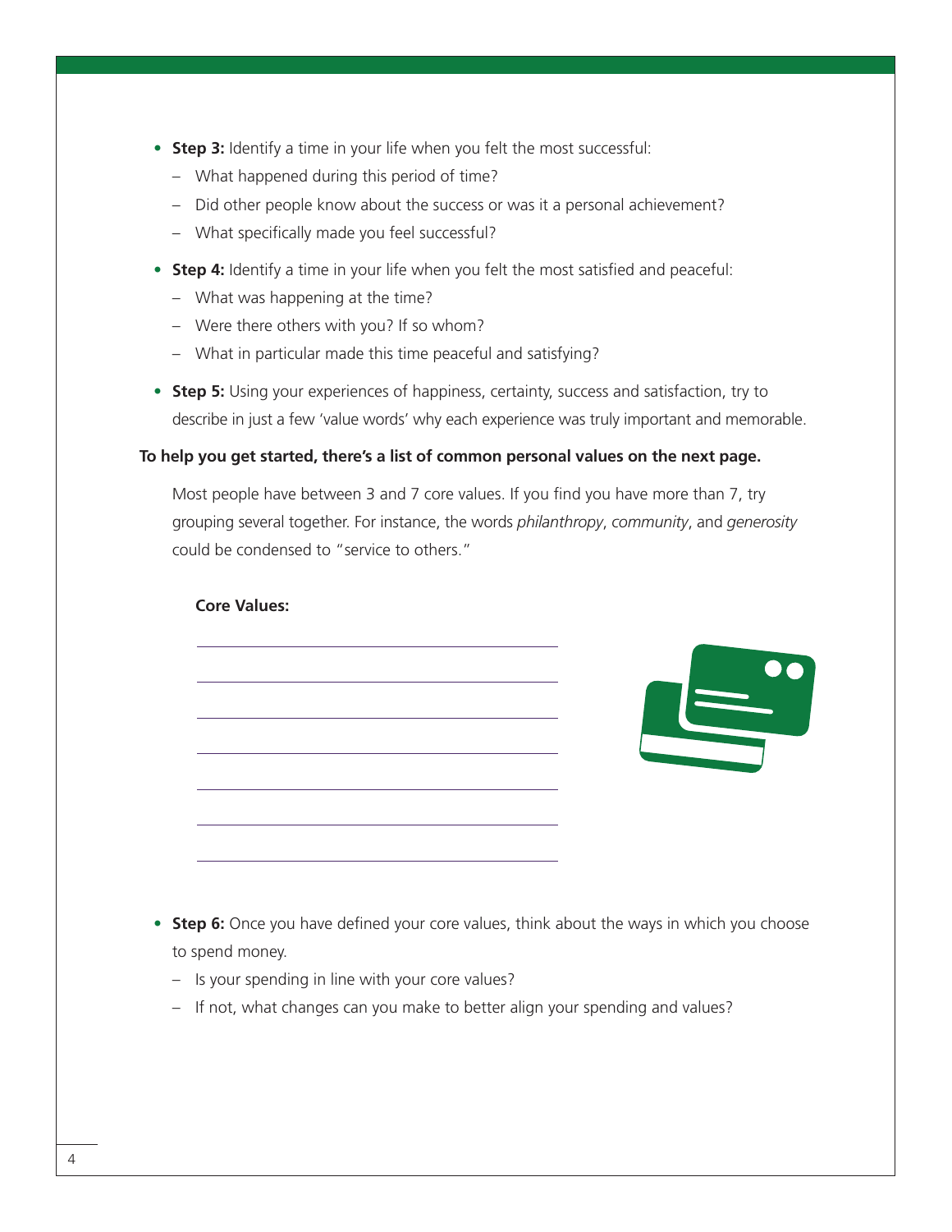- **Step 3:** Identify a time in your life when you felt the most successful:
  - What happened during this period of time?
  - Did other people know about the success or was it a personal achievement?
  - What specifically made you feel successful?
- **Step 4:** Identify a time in your life when you felt the most satisfied and peaceful:
  - What was happening at the time?
  - Were there others with you? If so whom?
  - What in particular made this time peaceful and satisfying?
- **Step 5:** Using your experiences of happiness, certainty, success and satisfaction, try to describe in just a few 'value words' why each experience was truly important and memorable.

**To help you get started, there's a list of common personal values on the next page.**

Most people have between 3 and 7 core values. If you find you have more than 7, try grouping several together. For instance, the words *philanthropy*, *community*, and *generosity* could be condensed to "service to others."

**Core Values:**

______________________________

______________________________

______________________________

______________________________

______________________________

______________________________

______________________________

- **Step 6:** Once you have defined your core values, think about the ways in which you choose to spend money.
  - Is your spending in line with your core values?
  - If not, what changes can you make to better align your spending and values?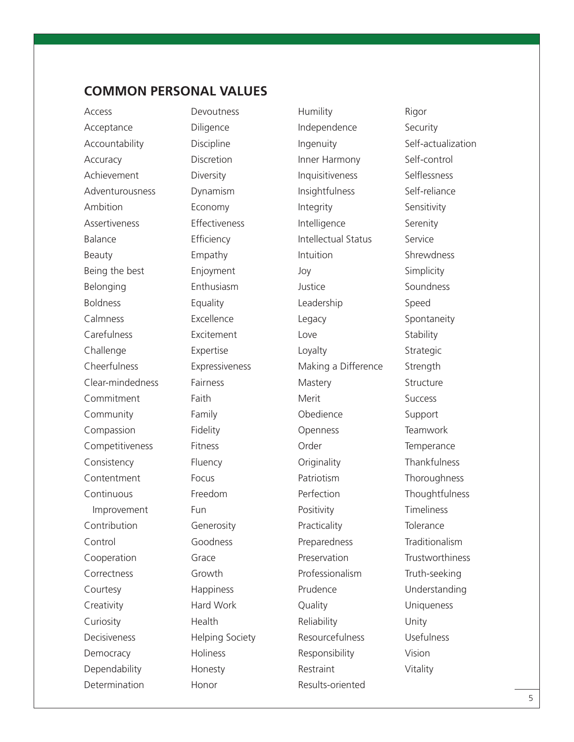## COMMON PERSONAL VALUES

Access
Acceptance
Accountability
Accuracy
Achievement
Adventurousness
Ambition
Assertiveness
Balance
Beauty
Being the best
Belonging
Boldness
Calmness
Carefulness
Challenge
Cheerfulness
Clear-mindedness
Commitment
Community
Compassion
Competitiveness
Consistency
Contentment
Continuous Improvement
Contribution
Control
Cooperation
Correctness
Courtesy
Creativity
Curiosity
Decisiveness
Democracy
Dependability
Determination
Devoutness
Diligence
Discipline
Discretion
Diversity
Dynamism
Economy
Effectiveness
Efficiency
Empathy
Enjoyment
Enthusiasm
Equality
Excellence
Excitement
Expertise
Expressiveness
Fairness
Faith
Family
Fidelity
Fitness
Fluency
Focus
Freedom
Fun
Generosity
Goodness
Grace
Growth
Happiness
Hard Work
Health
Helping Society
Holiness
Honesty
Honor
Humility
Independence
Ingenuity
Inner Harmony
Inquisitiveness
Insightfulness
Integrity
Intelligence
Intellectual Status
Intuition
Joy
Justice
Leadership
Legacy
Love
Loyalty
Making a Difference
Mastery
Merit
Obedience
Openness
Order
Originality
Patriotism
Perfection
Positivity
Practicality
Preparedness
Preservation
Professionalism
Prudence
Quality
Reliability
Resourcefulness
Responsibility
Restraint
Results-oriented
Rigor
Security
Self-actualization
Self-control
Selflessness
Self-reliance
Sensitivity
Serenity
Service
Shrewdness
Simplicity
Soundness
Speed
Spontaneity
Stability
Strategic
Strength
Structure
Success
Support
Teamwork
Temperance
Thankfulness
Thoroughness
Thoughtfulness
Timeliness
Tolerance
Traditionalism
Trustworthiness
Truth-seeking
Understanding
Uniqueness
Unity
Usefulness
Vision
Vitality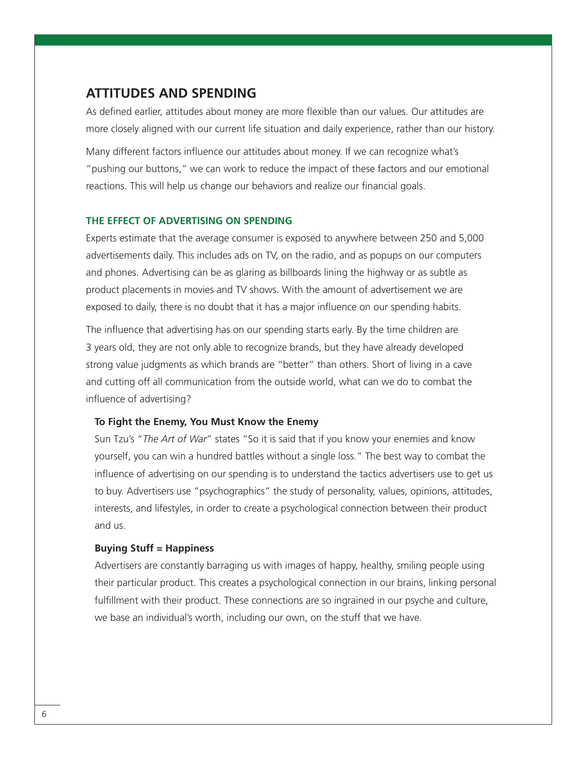## ATTITUDES AND SPENDING

As defined earlier, attitudes about money are more flexible than our values. Our attitudes are more closely aligned with our current life situation and daily experience, rather than our history.

Many different factors influence our attitudes about money. If we can recognize what's "pushing our buttons," we can work to reduce the impact of these factors and our emotional reactions. This will help us change our behaviors and realize our financial goals.

### THE EFFECT OF ADVERTISING ON SPENDING

Experts estimate that the average consumer is exposed to anywhere between 250 and 5,000 advertisements daily. This includes ads on TV, on the radio, and as popups on our computers and phones. Advertising can be as glaring as billboards lining the highway or as subtle as product placements in movies and TV shows. With the amount of advertisement we are exposed to daily, there is no doubt that it has a major influence on our spending habits.

The influence that advertising has on our spending starts early. By the time children are 3 years old, they are not only able to recognize brands, but they have already developed strong value judgments as which brands are "better" than others. Short of living in a cave and cutting off all communication from the outside world, what can we do to combat the influence of advertising?

#### To Fight the Enemy, You Must Know the Enemy

Sun Tzu's "*The Art of War*" states "So it is said that if you know your enemies and know yourself, you can win a hundred battles without a single loss." The best way to combat the influence of advertising on our spending is to understand the tactics advertisers use to get us to buy. Advertisers use "psychographics" the study of personality, values, opinions, attitudes, interests, and lifestyles, in order to create a psychological connection between their product and us.

#### Buying Stuff = Happiness

Advertisers are constantly barraging us with images of happy, healthy, smiling people using their particular product. This creates a psychological connection in our brains, linking personal fulfillment with their product. These connections are so ingrained in our psyche and culture, we base an individual's worth, including our own, on the stuff that we have.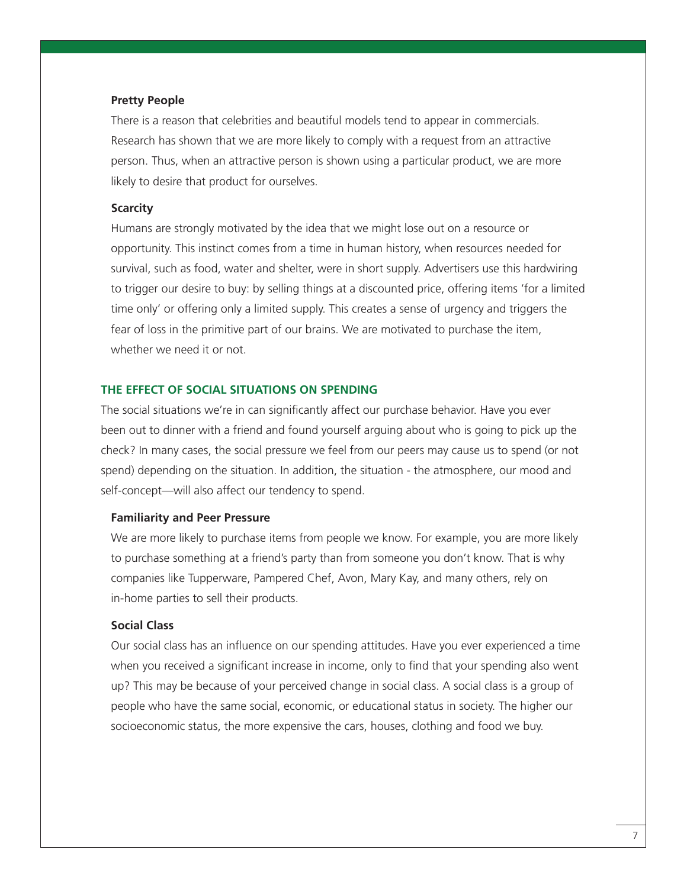### Pretty People

There is a reason that celebrities and beautiful models tend to appear in commercials. Research has shown that we are more likely to comply with a request from an attractive person. Thus, when an attractive person is shown using a particular product, we are more likely to desire that product for ourselves.

### Scarcity

Humans are strongly motivated by the idea that we might lose out on a resource or opportunity. This instinct comes from a time in human history, when resources needed for survival, such as food, water and shelter, were in short supply. Advertisers use this hardwiring to trigger our desire to buy: by selling things at a discounted price, offering items 'for a limited time only' or offering only a limited supply. This creates a sense of urgency and triggers the fear of loss in the primitive part of our brains. We are motivated to purchase the item, whether we need it or not.

## THE EFFECT OF SOCIAL SITUATIONS ON SPENDING

The social situations we're in can significantly affect our purchase behavior. Have you ever been out to dinner with a friend and found yourself arguing about who is going to pick up the check? In many cases, the social pressure we feel from our peers may cause us to spend (or not spend) depending on the situation. In addition, the situation - the atmosphere, our mood and self-concept—will also affect our tendency to spend.

### Familiarity and Peer Pressure

We are more likely to purchase items from people we know. For example, you are more likely to purchase something at a friend's party than from someone you don't know. That is why companies like Tupperware, Pampered Chef, Avon, Mary Kay, and many others, rely on in-home parties to sell their products.

### Social Class

Our social class has an influence on our spending attitudes. Have you ever experienced a time when you received a significant increase in income, only to find that your spending also went up? This may be because of your perceived change in social class. A social class is a group of people who have the same social, economic, or educational status in society. The higher our socioeconomic status, the more expensive the cars, houses, clothing and food we buy.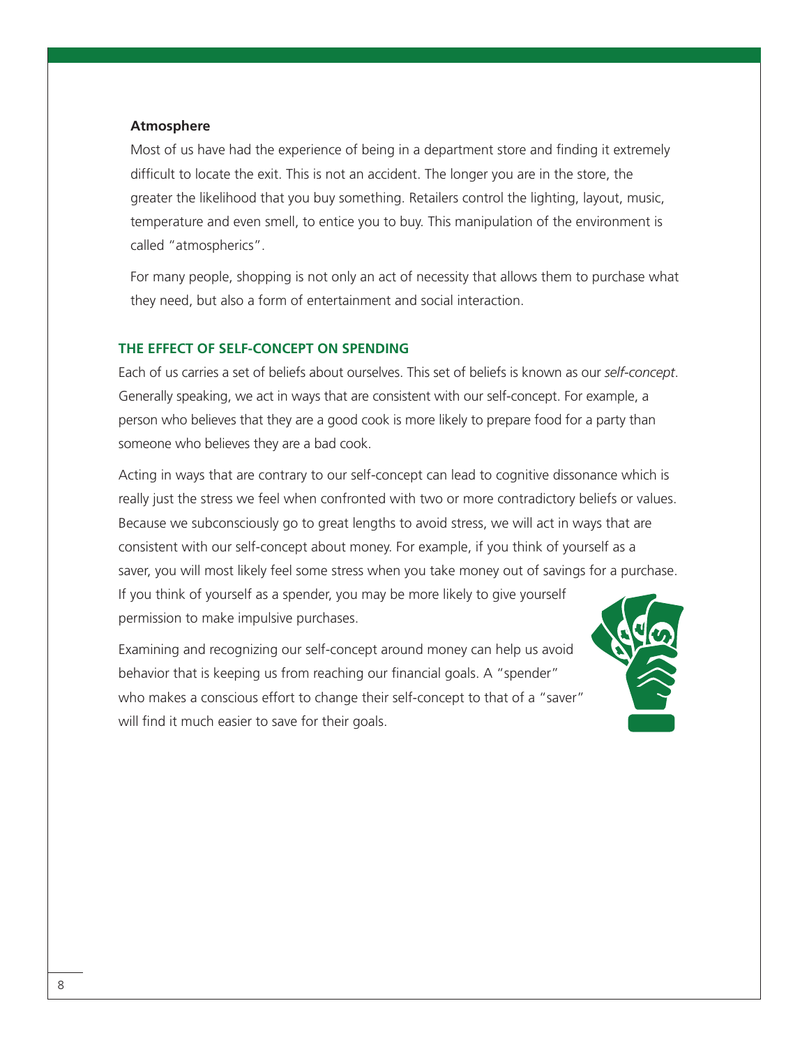### Atmosphere

Most of us have had the experience of being in a department store and finding it extremely difficult to locate the exit. This is not an accident. The longer you are in the store, the greater the likelihood that you buy something. Retailers control the lighting, layout, music, temperature and even smell, to entice you to buy. This manipulation of the environment is called "atmospherics".

For many people, shopping is not only an act of necessity that allows them to purchase what they need, but also a form of entertainment and social interaction.

## THE EFFECT OF SELF-CONCEPT ON SPENDING

Each of us carries a set of beliefs about ourselves. This set of beliefs is known as our *self-concept*. Generally speaking, we act in ways that are consistent with our self-concept. For example, a person who believes that they are a good cook is more likely to prepare food for a party than someone who believes they are a bad cook.

Acting in ways that are contrary to our self-concept can lead to cognitive dissonance which is really just the stress we feel when confronted with two or more contradictory beliefs or values. Because we subconsciously go to great lengths to avoid stress, we will act in ways that are consistent with our self-concept about money. For example, if you think of yourself as a saver, you will most likely feel some stress when you take money out of savings for a purchase. If you think of yourself as a spender, you may be more likely to give yourself permission to make impulsive purchases.

Examining and recognizing our self-concept around money can help us avoid behavior that is keeping us from reaching our financial goals. A "spender" who makes a conscious effort to change their self-concept to that of a "saver" will find it much easier to save for their goals.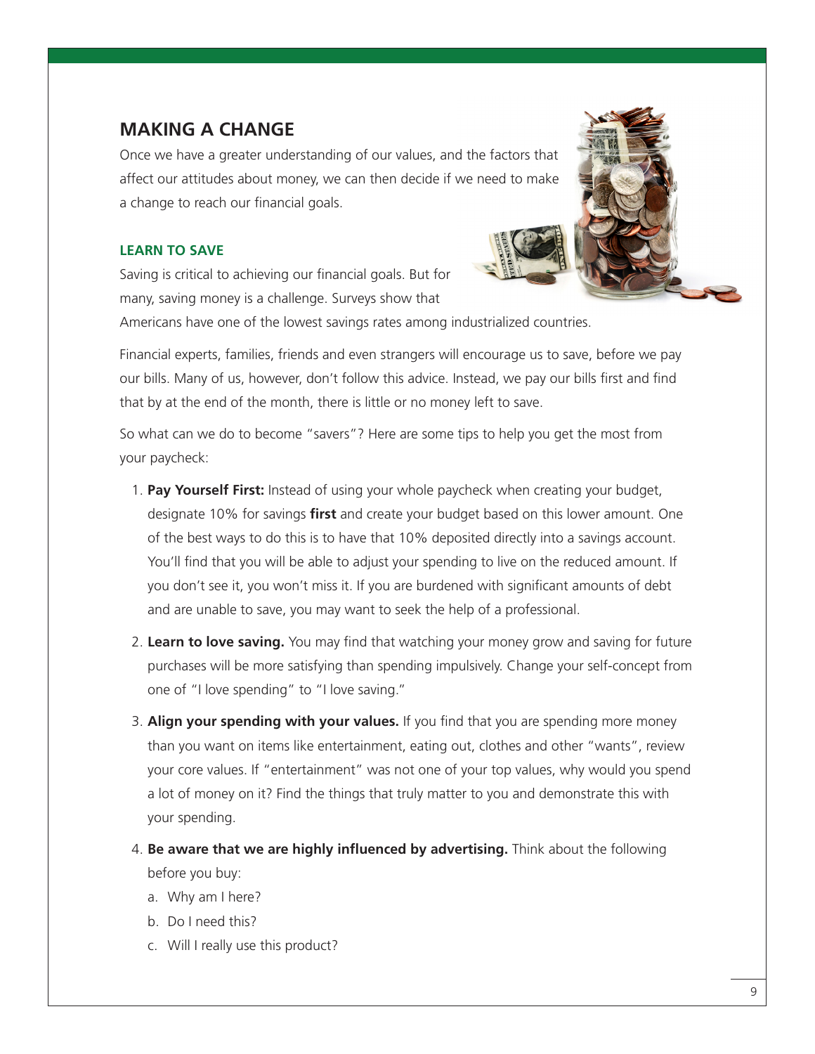## MAKING A CHANGE

Once we have a greater understanding of our values, and the factors that affect our attitudes about money, we can then decide if we need to make a change to reach our financial goals.

### LEARN TO SAVE

Saving is critical to achieving our financial goals. But for many, saving money is a challenge. Surveys show that Americans have one of the lowest savings rates among industrialized countries.

Financial experts, families, friends and even strangers will encourage us to save, before we pay our bills. Many of us, however, don't follow this advice. Instead, we pay our bills first and find that by at the end of the month, there is little or no money left to save.

So what can we do to become "savers"? Here are some tips to help you get the most from your paycheck:

1. **Pay Yourself First:** Instead of using your whole paycheck when creating your budget, designate 10% for savings **first** and create your budget based on this lower amount. One of the best ways to do this is to have that 10% deposited directly into a savings account. You'll find that you will be able to adjust your spending to live on the reduced amount. If you don't see it, you won't miss it. If you are burdened with significant amounts of debt and are unable to save, you may want to seek the help of a professional.
2. **Learn to love saving.** You may find that watching your money grow and saving for future purchases will be more satisfying than spending impulsively. Change your self-concept from one of "I love spending" to "I love saving."
3. **Align your spending with your values.** If you find that you are spending more money than you want on items like entertainment, eating out, clothes and other "wants", review your core values. If "entertainment" was not one of your top values, why would you spend a lot of money on it? Find the things that truly matter to you and demonstrate this with your spending.
4. **Be aware that we are highly influenced by advertising.** Think about the following before you buy:
   a. Why am I here?
   b. Do I need this?
   c. Will I really use this product?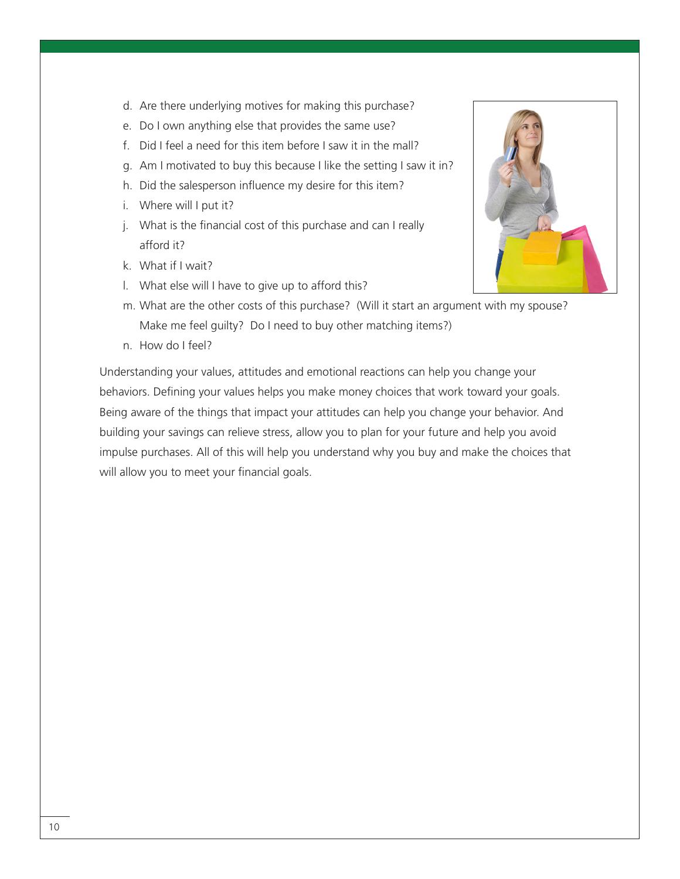d. Are there underlying motives for making this purchase?
e. Do I own anything else that provides the same use?
f. Did I feel a need for this item before I saw it in the mall?
g. Am I motivated to buy this because I like the setting I saw it in?
h. Did the salesperson influence my desire for this item?
i. Where will I put it?
j. What is the financial cost of this purchase and can I really afford it?
k. What if I wait?
l. What else will I have to give up to afford this?
m. What are the other costs of this purchase? (Will it start an argument with my spouse? Make me feel guilty? Do I need to buy other matching items?)
n. How do I feel?

Understanding your values, attitudes and emotional reactions can help you change your behaviors. Defining your values helps you make money choices that work toward your goals. Being aware of the things that impact your attitudes can help you change your behavior. And building your savings can relieve stress, allow you to plan for your future and help you avoid impulse purchases. All of this will help you understand why you buy and make the choices that will allow you to meet your financial goals.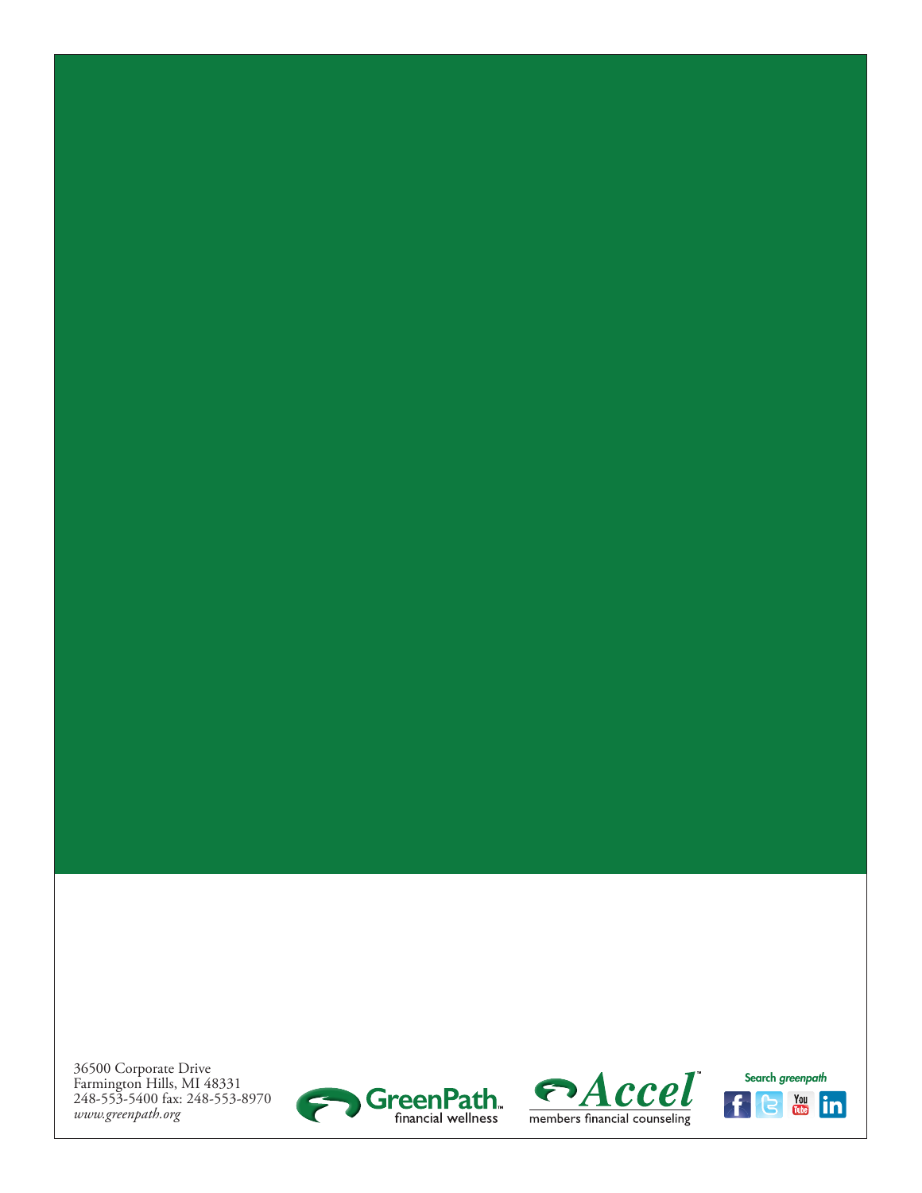36500 Corporate Drive
Farmington Hills, MI 48331
248-553-5400 fax: 248-553-8970
*www.greenpath.org*

GreenPath™
financial wellness

Accel™
members financial counseling

Search *greenpath*